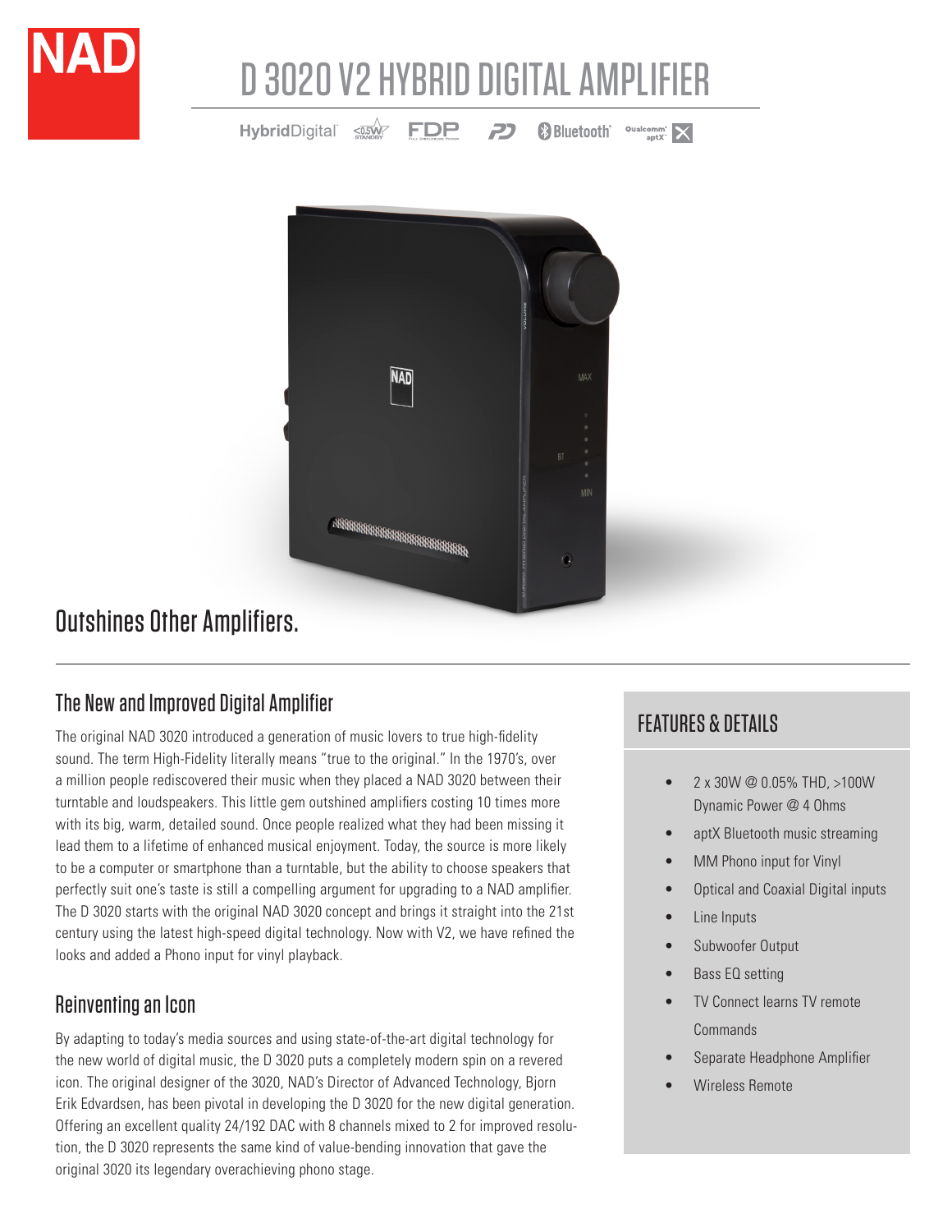# D 3020 V2 HYBRID DIGITAL AMPLIFIER

HybridDigital · <0.5W STANDBY · FDP · Bluetooth · Qualcomm aptX

## Outshines Other Amplifiers.

### The New and Improved Digital Amplifier

The original NAD 3020 introduced a generation of music lovers to true high-fidelity sound. The term High-Fidelity literally means "true to the original." In the 1970's, over a million people rediscovered their music when they placed a NAD 3020 between their turntable and loudspeakers. This little gem outshined amplifiers costing 10 times more with its big, warm, detailed sound. Once people realized what they had been missing it lead them to a lifetime of enhanced musical enjoyment. Today, the source is more likely to be a computer or smartphone than a turntable, but the ability to choose speakers that perfectly suit one's taste is still a compelling argument for upgrading to a NAD amplifier. The D 3020 starts with the original NAD 3020 concept and brings it straight into the 21st century using the latest high-speed digital technology. Now with V2, we have refined the looks and added a Phono input for vinyl playback.

### Reinventing an Icon

By adapting to today's media sources and using state-of-the-art digital technology for the new world of digital music, the D 3020 puts a completely modern spin on a revered icon. The original designer of the 3020, NAD's Director of Advanced Technology, Bjorn Erik Edvardsen, has been pivotal in developing the D 3020 for the new digital generation. Offering an excellent quality 24/192 DAC with 8 channels mixed to 2 for improved resolution, the D 3020 represents the same kind of value-bending innovation that gave the original 3020 its legendary overachieving phono stage.

### FEATURES & DETAILS

- 2 x 30W @ 0.05% THD, >100W Dynamic Power @ 4 Ohms
- aptX Bluetooth music streaming
- MM Phono input for Vinyl
- Optical and Coaxial Digital inputs
- Line Inputs
- Subwoofer Output
- Bass EQ setting
- TV Connect learns TV remote Commands
- Separate Headphone Amplifier
- Wireless Remote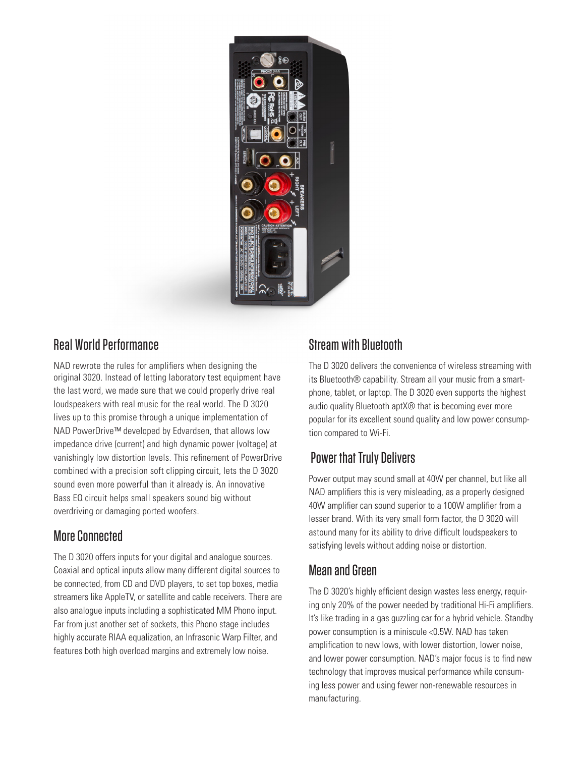## Real World Performance

NAD rewrote the rules for amplifiers when designing the original 3020. Instead of letting laboratory test equipment have the last word, we made sure that we could properly drive real loudspeakers with real music for the real world. The D 3020 lives up to this promise through a unique implementation of NAD PowerDrive™ developed by Edvardsen, that allows low impedance drive (current) and high dynamic power (voltage) at vanishingly low distortion levels. This refinement of PowerDrive combined with a precision soft clipping circuit, lets the D 3020 sound even more powerful than it already is. An innovative Bass EQ circuit helps small speakers sound big without overdriving or damaging ported woofers.

## More Connected

The D 3020 offers inputs for your digital and analogue sources. Coaxial and optical inputs allow many different digital sources to be connected, from CD and DVD players, to set top boxes, media streamers like AppleTV, or satellite and cable receivers. There are also analogue inputs including a sophisticated MM Phono input. Far from just another set of sockets, this Phono stage includes highly accurate RIAA equalization, an Infrasonic Warp Filter, and features both high overload margins and extremely low noise.

## Stream with Bluetooth

The D 3020 delivers the convenience of wireless streaming with its Bluetooth® capability. Stream all your music from a smartphone, tablet, or laptop. The D 3020 even supports the highest audio quality Bluetooth aptX® that is becoming ever more popular for its excellent sound quality and low power consumption compared to Wi-Fi.

## Power that Truly Delivers

Power output may sound small at 40W per channel, but like all NAD amplifiers this is very misleading, as a properly designed 40W amplifier can sound superior to a 100W amplifier from a lesser brand. With its very small form factor, the D 3020 will astound many for its ability to drive difficult loudspeakers to satisfying levels without adding noise or distortion.

## Mean and Green

The D 3020's highly efficient design wastes less energy, requiring only 20% of the power needed by traditional Hi-Fi amplifiers. It's like trading in a gas guzzling car for a hybrid vehicle. Standby power consumption is a miniscule <0.5W. NAD has taken amplification to new lows, with lower distortion, lower noise, and lower power consumption. NAD's major focus is to find new technology that improves musical performance while consuming less power and using fewer non-renewable resources in manufacturing.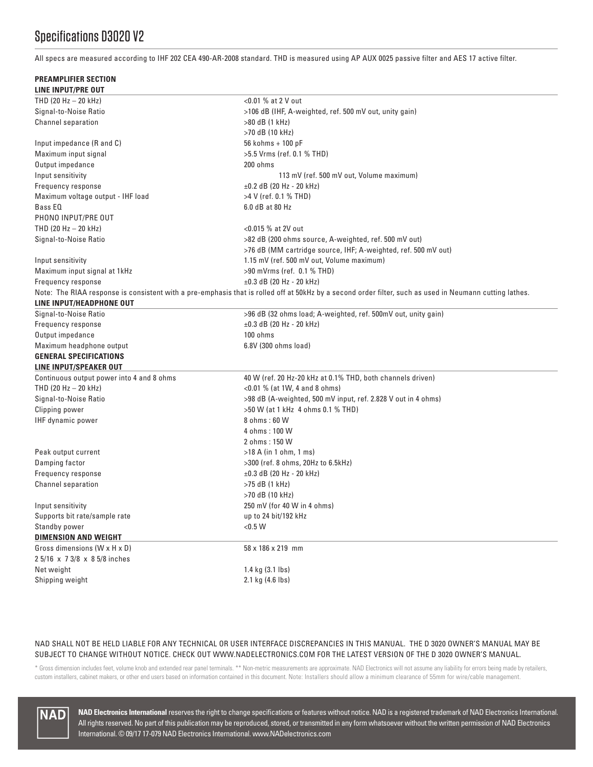# Specifications D3020 V2

All specs are measured according to IHF 202 CEA 490-AR-2008 standard. THD is measured using AP AUX 0025 passive filter and AES 17 active filter.

**PREAMPLIFIER SECTION**

| **LINE INPUT/PRE OUT** | |
|---|---|
| THD (20 Hz – 20 kHz) | <0.01 % at 2 V out |
| Signal-to-Noise Ratio | >106 dB (IHF, A-weighted, ref. 500 mV out, unity gain) |
| Channel separation | >80 dB (1 kHz) |
| | >70 dB (10 kHz) |
| Input impedance (R and C) | 56 kohms + 100 pF |
| Maximum input signal | >5.5 Vrms (ref. 0.1 % THD) |
| Output impedance | 200 ohms |
| Input sensitivity | 113 mV (ref. 500 mV out, Volume maximum) |
| Frequency response | ±0.2 dB (20 Hz - 20 kHz) |
| Maximum voltage output - IHF load | >4 V (ref. 0.1 % THD) |
| Bass EQ | 6.0 dB at 80 Hz |
| PHONO INPUT/PRE OUT | |
| THD (20 Hz – 20 kHz) | <0.015 % at 2V out |
| Signal-to-Noise Ratio | >82 dB (200 ohms source, A-weighted, ref. 500 mV out) |
| | >76 dB (MM cartridge source, IHF; A-weighted, ref. 500 mV out) |
| Input sensitivity | 1.15 mV (ref. 500 mV out, Volume maximum) |
| Maximum input signal at 1kHz | >90 mVrms (ref. 0.1 % THD) |
| Frequency response | ±0.3 dB (20 Hz - 20 kHz) |

Note: The RIAA response is consistent with a pre-emphasis that is rolled off at 50kHz by a second order filter, such as used in Neumann cutting lathes.

| **LINE INPUT/HEADPHONE OUT** | |
|---|---|
| Signal-to-Noise Ratio | >96 dB (32 ohms load; A-weighted, ref. 500mV out, unity gain) |
| Frequency response | ±0.3 dB (20 Hz - 20 kHz) |
| Output impedance | 100 ohms |
| Maximum headphone output | 6.8V (300 ohms load) |

**GENERAL SPECIFICATIONS**

| **LINE INPUT/SPEAKER OUT** | |
|---|---|
| Continuous output power into 4 and 8 ohms | 40 W (ref. 20 Hz-20 kHz at 0.1% THD, both channels driven) |
| THD (20 Hz – 20 kHz) | <0.01 % (at 1W, 4 and 8 ohms) |
| Signal-to-Noise Ratio | >98 dB (A-weighted, 500 mV input, ref. 2.828 V out in 4 ohms) |
| Clipping power | >50 W (at 1 kHz 4 ohms 0.1 % THD) |
| IHF dynamic power | 8 ohms : 60 W |
| | 4 ohms : 100 W |
| | 2 ohms : 150 W |
| Peak output current | >18 A (in 1 ohm, 1 ms) |
| Damping factor | >300 (ref. 8 ohms, 20Hz to 6.5kHz) |
| Frequency response | ±0.3 dB (20 Hz - 20 kHz) |
| Channel separation | >75 dB (1 kHz) |
| | >70 dB (10 kHz) |
| Input sensitivity | 250 mV (for 40 W in 4 ohms) |
| Supports bit rate/sample rate | up to 24 bit/192 kHz |
| Standby power | <0.5 W |

| **DIMENSION AND WEIGHT** | |
|---|---|
| Gross dimensions (W x H x D) | 58 x 186 x 219 mm |
| 2 5/16 x 7 3/8 x 8 5/8 inches | |
| Net weight | 1.4 kg (3.1 lbs) |
| Shipping weight | 2.1 kg (4.6 lbs) |

NAD SHALL NOT BE HELD LIABLE FOR ANY TECHNICAL OR USER INTERFACE DISCREPANCIES IN THIS MANUAL. THE D 3020 OWNER'S MANUAL MAY BE SUBJECT TO CHANGE WITHOUT NOTICE. CHECK OUT WWW.NADELECTRONICS.COM FOR THE LATEST VERSION OF THE D 3020 OWNER'S MANUAL.

* Gross dimension includes feet, volume knob and extended rear panel terminals. ** Non-metric measurements are approximate. NAD Electronics will not assume any liability for errors being made by retailers, custom installers, cabinet makers, or other end users based on information contained in this document. Note: Installers should allow a minimum clearance of 55mm for wire/cable management.

NAD

**NAD Electronics International** reserves the right to change specifications or features without notice. NAD is a registered trademark of NAD Electronics International. All rights reserved. No part of this publication may be reproduced, stored, or transmitted in any form whatsoever without the written permission of NAD Electronics International. © 09/17 17-079 NAD Electronics International. www.NADelectronics.com